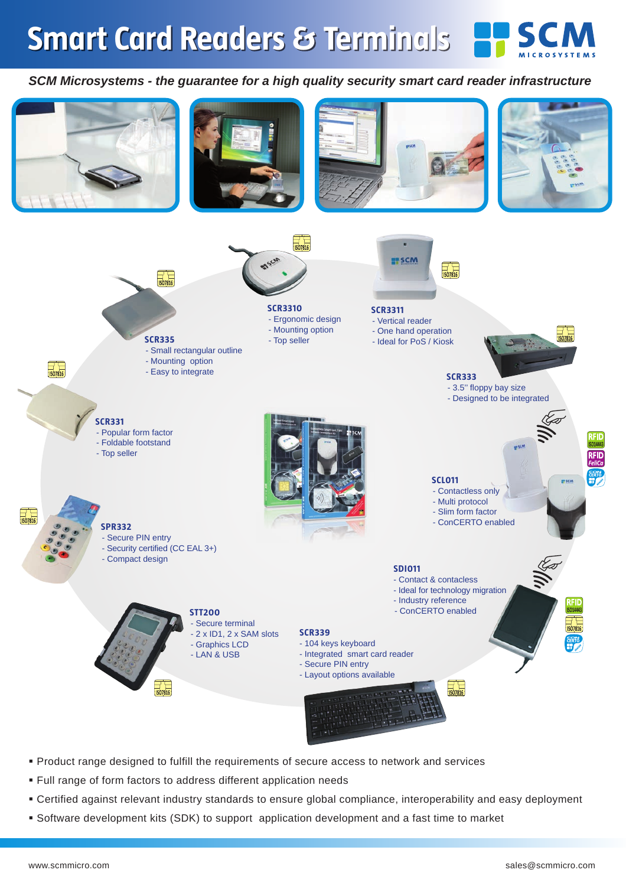# Smart Card Readers & Terminals

*SCM Microsystems - the guarantee for a high quality security smart card reader infrastructure*

**SCR3310**
- Ergonomic design
- Mounting option
- Top seller

**SCR3311**
- Vertical reader
- One hand operation
- Ideal for PoS / Kiosk

**SCR335**
- Small rectangular outline
- Mounting option
- Easy to integrate

**SCR333**
- 3.5'' floppy bay size
- Designed to be integrated

**SCR331**
- Popular form factor
- Foldable footstand
- Top seller

**SCL011**
- Contactless only
- Multi protocol
- Slim form factor
- ConCERTO enabled

**SPR332**
- Secure PIN entry
- Security certified (CC EAL 3+)
- Compact design

**SDI011**
- Contact & contacless
- Ideal for technology migration
- Industry reference
- ConCERTO enabled

**STT200**
- Secure terminal
- 2 x ID1, 2 x SAM slots
- Graphics LCD
- LAN & USB

**SCR339**
- 104 keys keyboard
- Integrated smart card reader
- Secure PIN entry
- Layout options available

- Product range designed to fulfill the requirements of secure access to network and services
- Full range of form factors to address different application needs
- Certified against relevant industry standards to ensure global compliance, interoperability and easy deployment
- Software development kits (SDK) to support application development and a fast time to market

www.scmmicro.com sales@scmmicro.com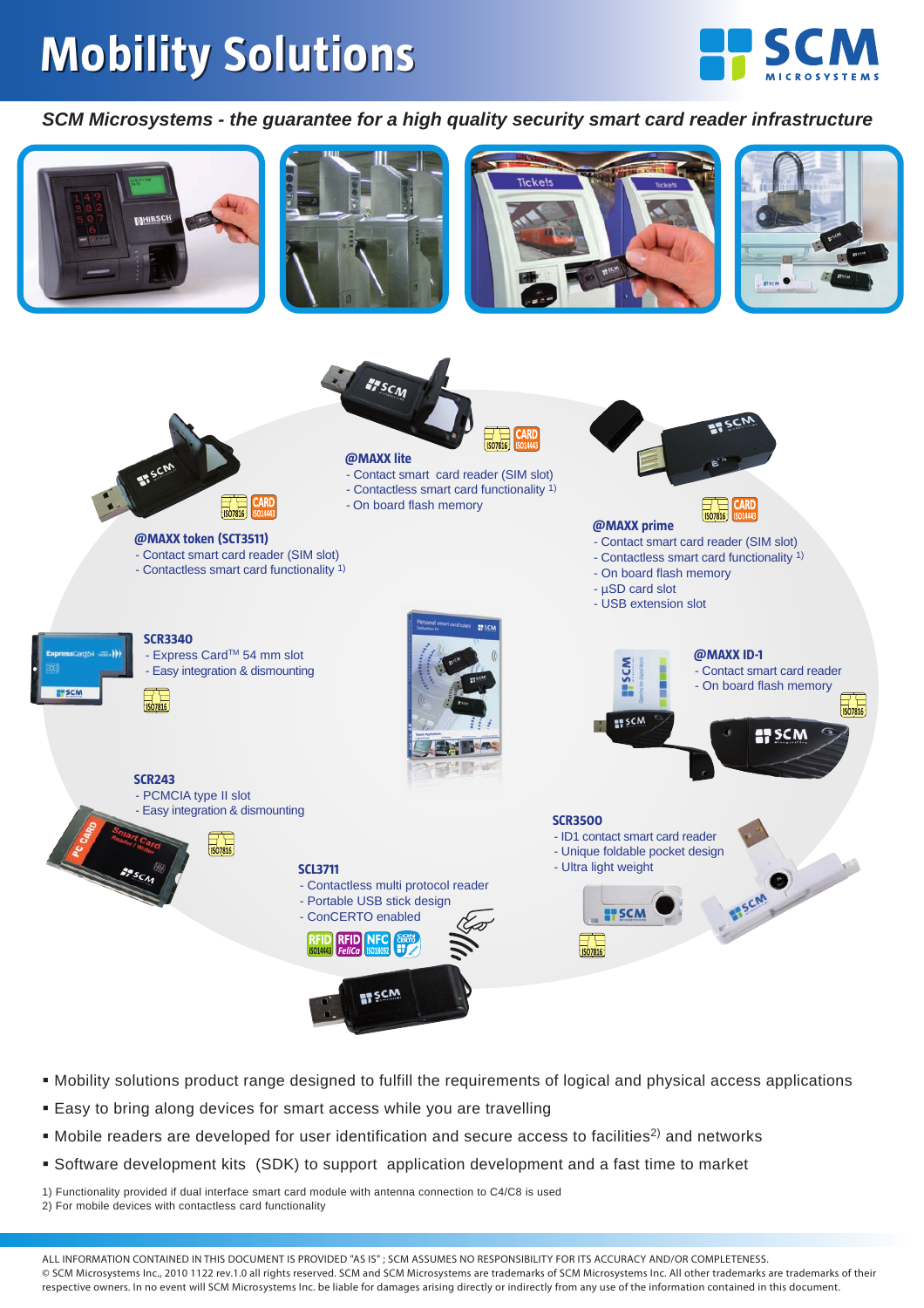# Mobility Solutions

*SCM Microsystems - the guarantee for a high quality security smart card reader infrastructure*

**@MAXX lite**
- Contact smart card reader (SIM slot)
- Contactless smart card functionality 1)
- On board flash memory

**@MAXX token (SCT3511)**
- Contact smart card reader (SIM slot)
- Contactless smart card functionality 1)

**@MAXX prime**
- Contact smart card reader (SIM slot)
- Contactless smart card functionality 1)
- On board flash memory
- µSD card slot
- USB extension slot

**SCR3340**
- Express Card™ 54 mm slot
- Easy integration & dismounting

**@MAXX ID-1**
- Contact smart card reader
- On board flash memory

**SCR243**
- PCMCIA type II slot
- Easy integration & dismounting

**SCR3500**
- ID1 contact smart card reader
- Unique foldable pocket design
- Ultra light weight

**SCL3711**
- Contactless multi protocol reader
- Portable USB stick design
- ConCERTO enabled

- Mobility solutions product range designed to fulfill the requirements of logical and physical access applications
- Easy to bring along devices for smart access while you are travelling
- Mobile readers are developed for user identification and secure access to facilities2) and networks
- Software development kits (SDK) to support application development and a fast time to market

1) Functionality provided if dual interface smart card module with antenna connection to C4/C8 is used
2) For mobile devices with contactless card functionality

ALL INFORMATION CONTAINED IN THIS DOCUMENT IS PROVIDED "AS IS" ; SCM ASSUMES NO RESPONSIBILITY FOR ITS ACCURACY AND/OR COMPLETENESS.
© SCM Microsystems Inc., 2010 1122 rev.1.0 all rights reserved. SCM and SCM Microsystems are trademarks of SCM Microsystems Inc. All other trademarks are trademarks of their respective owners. In no event will SCM Microsystems Inc. be liable for damages arising directly or indirectly from any use of the information contained in this document.